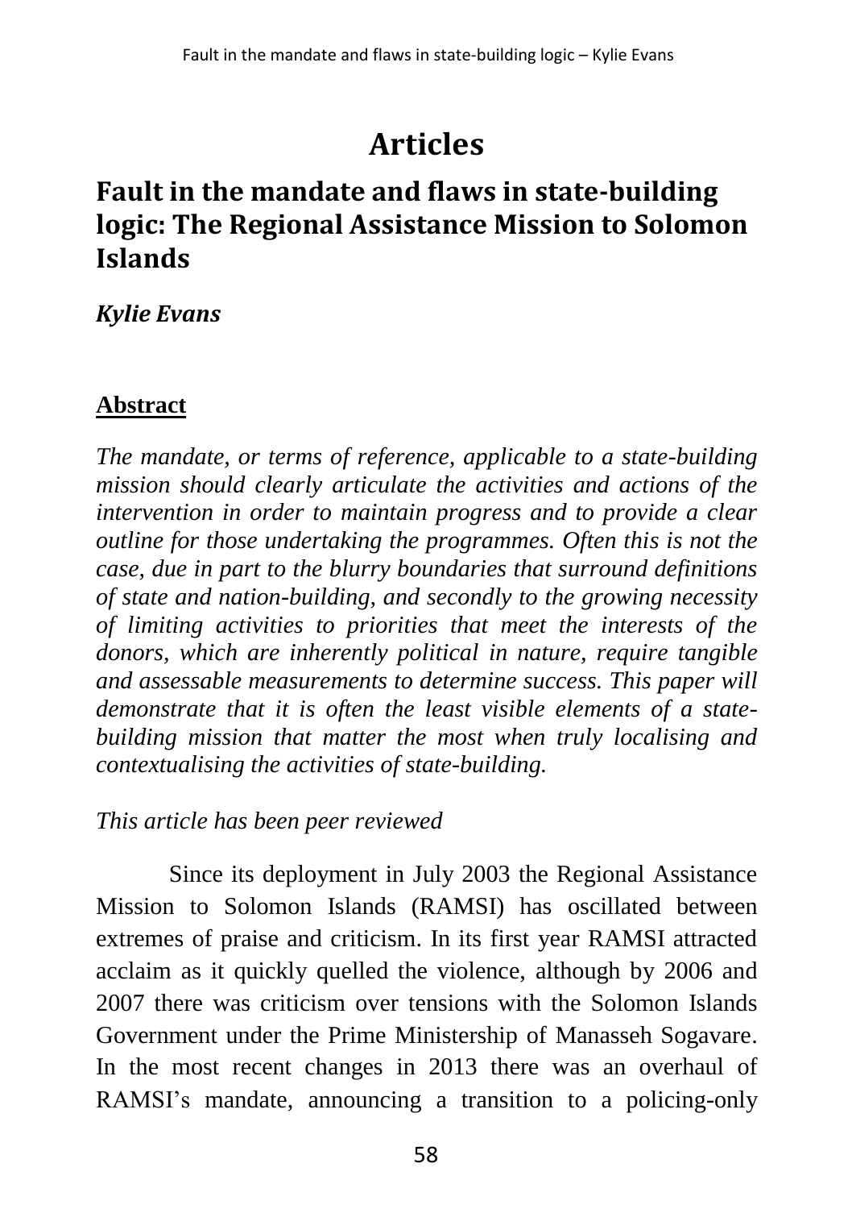# Articles

## Fault in the mandate and flaws in state-building logic: The Regional Assistance Mission to Solomon Islands

***Kylie Evans***

### Abstract

*The mandate, or terms of reference, applicable to a state-building mission should clearly articulate the activities and actions of the intervention in order to maintain progress and to provide a clear outline for those undertaking the programmes. Often this is not the case, due in part to the blurry boundaries that surround definitions of state and nation-building, and secondly to the growing necessity of limiting activities to priorities that meet the interests of the donors, which are inherently political in nature, require tangible and assessable measurements to determine success. This paper will demonstrate that it is often the least visible elements of a state-building mission that matter the most when truly localising and contextualising the activities of state-building.*

*This article has been peer reviewed*

Since its deployment in July 2003 the Regional Assistance Mission to Solomon Islands (RAMSI) has oscillated between extremes of praise and criticism. In its first year RAMSI attracted acclaim as it quickly quelled the violence, although by 2006 and 2007 there was criticism over tensions with the Solomon Islands Government under the Prime Ministership of Manasseh Sogavare. In the most recent changes in 2013 there was an overhaul of RAMSI's mandate, announcing a transition to a policing-only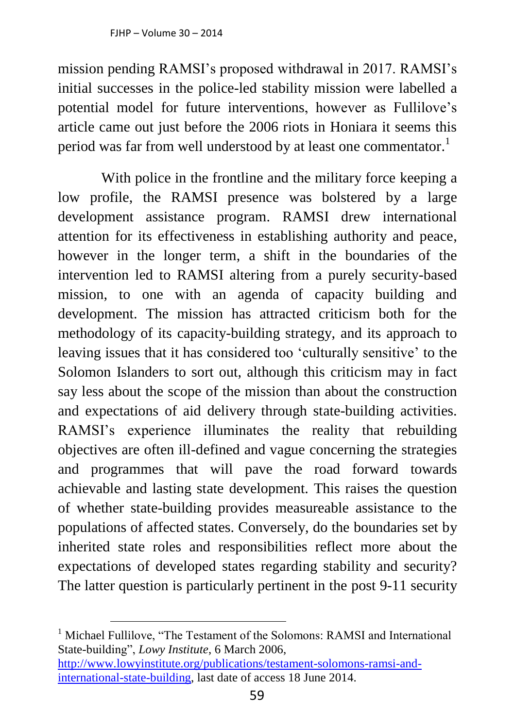mission pending RAMSI's proposed withdrawal in 2017. RAMSI's initial successes in the police-led stability mission were labelled a potential model for future interventions, however as Fullilove's article came out just before the 2006 riots in Honiara it seems this period was far from well understood by at least one commentator.[1]

With police in the frontline and the military force keeping a low profile, the RAMSI presence was bolstered by a large development assistance program. RAMSI drew international attention for its effectiveness in establishing authority and peace, however in the longer term, a shift in the boundaries of the intervention led to RAMSI altering from a purely security-based mission, to one with an agenda of capacity building and development. The mission has attracted criticism both for the methodology of its capacity-building strategy, and its approach to leaving issues that it has considered too 'culturally sensitive' to the Solomon Islanders to sort out, although this criticism may in fact say less about the scope of the mission than about the construction and expectations of aid delivery through state-building activities. RAMSI's experience illuminates the reality that rebuilding objectives are often ill-defined and vague concerning the strategies and programmes that will pave the road forward towards achievable and lasting state development. This raises the question of whether state-building provides measureable assistance to the populations of affected states. Conversely, do the boundaries set by inherited state roles and responsibilities reflect more about the expectations of developed states regarding stability and security? The latter question is particularly pertinent in the post 9-11 security

---

[1] Michael Fullilove, "The Testament of the Solomons: RAMSI and International State-building", *Lowy Institute*, 6 March 2006, http://www.lowyinstitute.org/publications/testament-solomons-ramsi-and-international-state-building, last date of access 18 June 2014.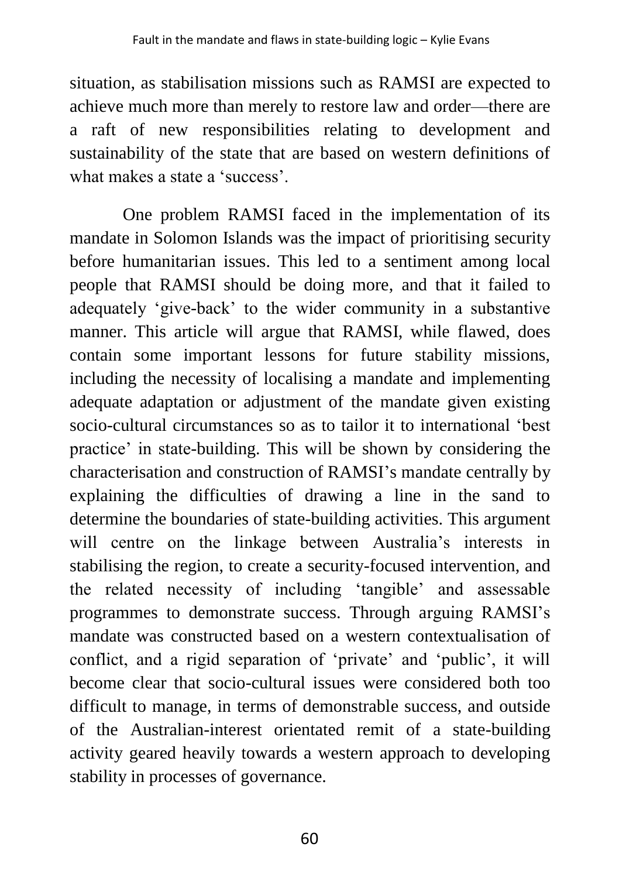situation, as stabilisation missions such as RAMSI are expected to achieve much more than merely to restore law and order—there are a raft of new responsibilities relating to development and sustainability of the state that are based on western definitions of what makes a state a 'success'.

One problem RAMSI faced in the implementation of its mandate in Solomon Islands was the impact of prioritising security before humanitarian issues. This led to a sentiment among local people that RAMSI should be doing more, and that it failed to adequately 'give-back' to the wider community in a substantive manner. This article will argue that RAMSI, while flawed, does contain some important lessons for future stability missions, including the necessity of localising a mandate and implementing adequate adaptation or adjustment of the mandate given existing socio-cultural circumstances so as to tailor it to international 'best practice' in state-building. This will be shown by considering the characterisation and construction of RAMSI's mandate centrally by explaining the difficulties of drawing a line in the sand to determine the boundaries of state-building activities. This argument will centre on the linkage between Australia's interests in stabilising the region, to create a security-focused intervention, and the related necessity of including 'tangible' and assessable programmes to demonstrate success. Through arguing RAMSI's mandate was constructed based on a western contextualisation of conflict, and a rigid separation of 'private' and 'public', it will become clear that socio-cultural issues were considered both too difficult to manage, in terms of demonstrable success, and outside of the Australian-interest orientated remit of a state-building activity geared heavily towards a western approach to developing stability in processes of governance.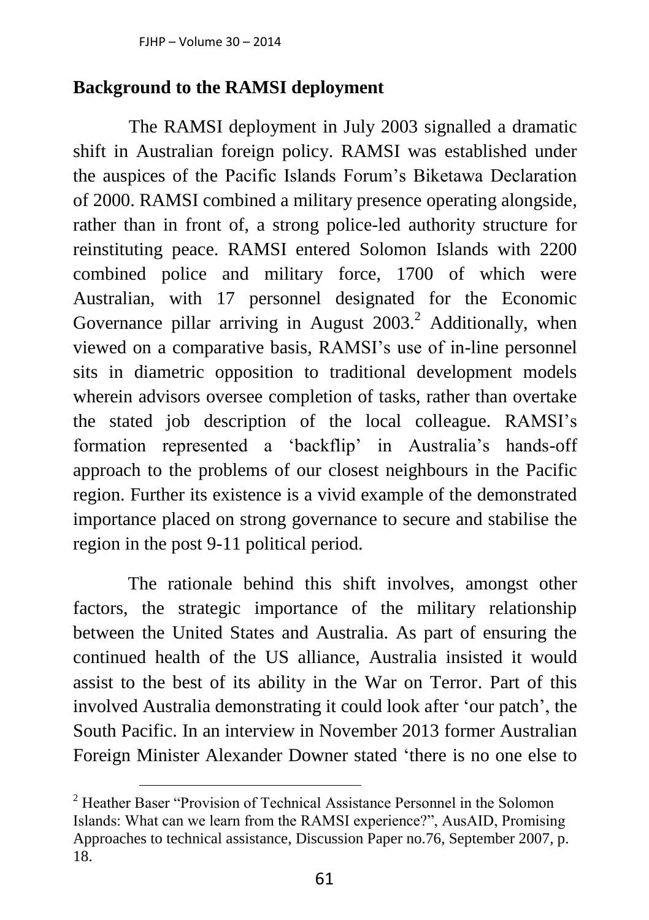## Background to the RAMSI deployment

The RAMSI deployment in July 2003 signalled a dramatic shift in Australian foreign policy. RAMSI was established under the auspices of the Pacific Islands Forum's Biketawa Declaration of 2000. RAMSI combined a military presence operating alongside, rather than in front of, a strong police-led authority structure for reinstituting peace. RAMSI entered Solomon Islands with 2200 combined police and military force, 1700 of which were Australian, with 17 personnel designated for the Economic Governance pillar arriving in August 2003.[2] Additionally, when viewed on a comparative basis, RAMSI's use of in-line personnel sits in diametric opposition to traditional development models wherein advisors oversee completion of tasks, rather than overtake the stated job description of the local colleague. RAMSI's formation represented a 'backflip' in Australia's hands-off approach to the problems of our closest neighbours in the Pacific region. Further its existence is a vivid example of the demonstrated importance placed on strong governance to secure and stabilise the region in the post 9-11 political period.

The rationale behind this shift involves, amongst other factors, the strategic importance of the military relationship between the United States and Australia. As part of ensuring the continued health of the US alliance, Australia insisted it would assist to the best of its ability in the War on Terror. Part of this involved Australia demonstrating it could look after 'our patch', the South Pacific. In an interview in November 2013 former Australian Foreign Minister Alexander Downer stated 'there is no one else to

[2] Heather Baser "Provision of Technical Assistance Personnel in the Solomon Islands: What can we learn from the RAMSI experience?", AusAID, Promising Approaches to technical assistance, Discussion Paper no.76, September 2007, p. 18.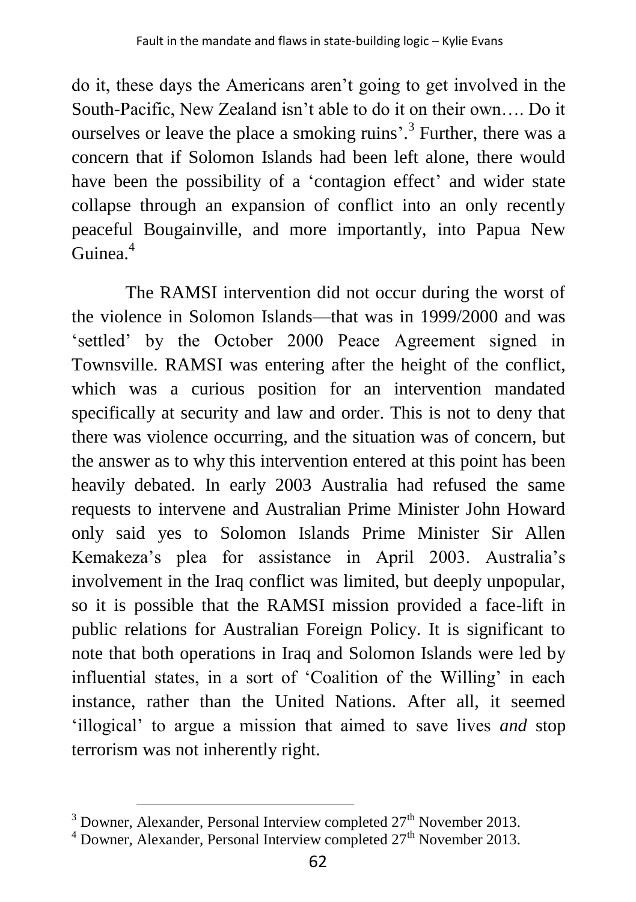do it, these days the Americans aren't going to get involved in the South-Pacific, New Zealand isn't able to do it on their own…. Do it ourselves or leave the place a smoking ruins'.[3] Further, there was a concern that if Solomon Islands had been left alone, there would have been the possibility of a 'contagion effect' and wider state collapse through an expansion of conflict into an only recently peaceful Bougainville, and more importantly, into Papua New Guinea.[4]

The RAMSI intervention did not occur during the worst of the violence in Solomon Islands—that was in 1999/2000 and was 'settled' by the October 2000 Peace Agreement signed in Townsville. RAMSI was entering after the height of the conflict, which was a curious position for an intervention mandated specifically at security and law and order. This is not to deny that there was violence occurring, and the situation was of concern, but the answer as to why this intervention entered at this point has been heavily debated. In early 2003 Australia had refused the same requests to intervene and Australian Prime Minister John Howard only said yes to Solomon Islands Prime Minister Sir Allen Kemakeza's plea for assistance in April 2003. Australia's involvement in the Iraq conflict was limited, but deeply unpopular, so it is possible that the RAMSI mission provided a face-lift in public relations for Australian Foreign Policy. It is significant to note that both operations in Iraq and Solomon Islands were led by influential states, in a sort of 'Coalition of the Willing' in each instance, rather than the United Nations. After all, it seemed 'illogical' to argue a mission that aimed to save lives *and* stop terrorism was not inherently right.

[3] Downer, Alexander, Personal Interview completed 27th November 2013.

[4] Downer, Alexander, Personal Interview completed 27th November 2013.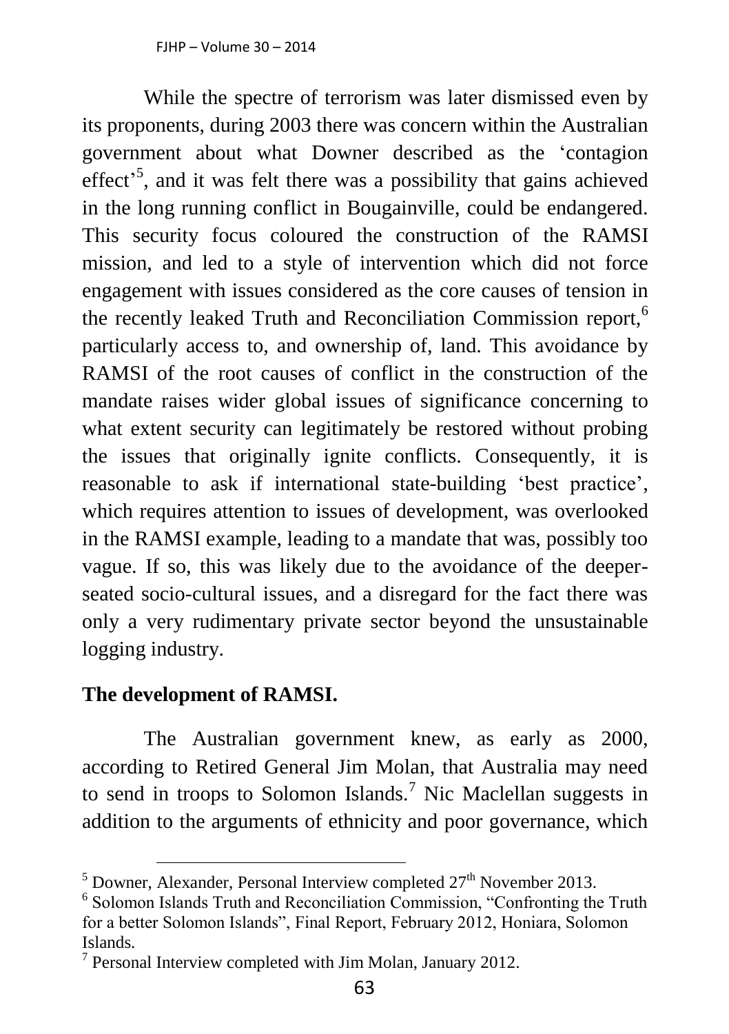While the spectre of terrorism was later dismissed even by its proponents, during 2003 there was concern within the Australian government about what Downer described as the 'contagion effect'[5], and it was felt there was a possibility that gains achieved in the long running conflict in Bougainville, could be endangered. This security focus coloured the construction of the RAMSI mission, and led to a style of intervention which did not force engagement with issues considered as the core causes of tension in the recently leaked Truth and Reconciliation Commission report,[6] particularly access to, and ownership of, land. This avoidance by RAMSI of the root causes of conflict in the construction of the mandate raises wider global issues of significance concerning to what extent security can legitimately be restored without probing the issues that originally ignite conflicts. Consequently, it is reasonable to ask if international state-building 'best practice', which requires attention to issues of development, was overlooked in the RAMSI example, leading to a mandate that was, possibly too vague. If so, this was likely due to the avoidance of the deeper-seated socio-cultural issues, and a disregard for the fact there was only a very rudimentary private sector beyond the unsustainable logging industry.

## The development of RAMSI.

The Australian government knew, as early as 2000, according to Retired General Jim Molan, that Australia may need to send in troops to Solomon Islands.[7] Nic Maclellan suggests in addition to the arguments of ethnicity and poor governance, which

[5] Downer, Alexander, Personal Interview completed 27th November 2013.

[6] Solomon Islands Truth and Reconciliation Commission, "Confronting the Truth for a better Solomon Islands", Final Report, February 2012, Honiara, Solomon Islands.

[7] Personal Interview completed with Jim Molan, January 2012.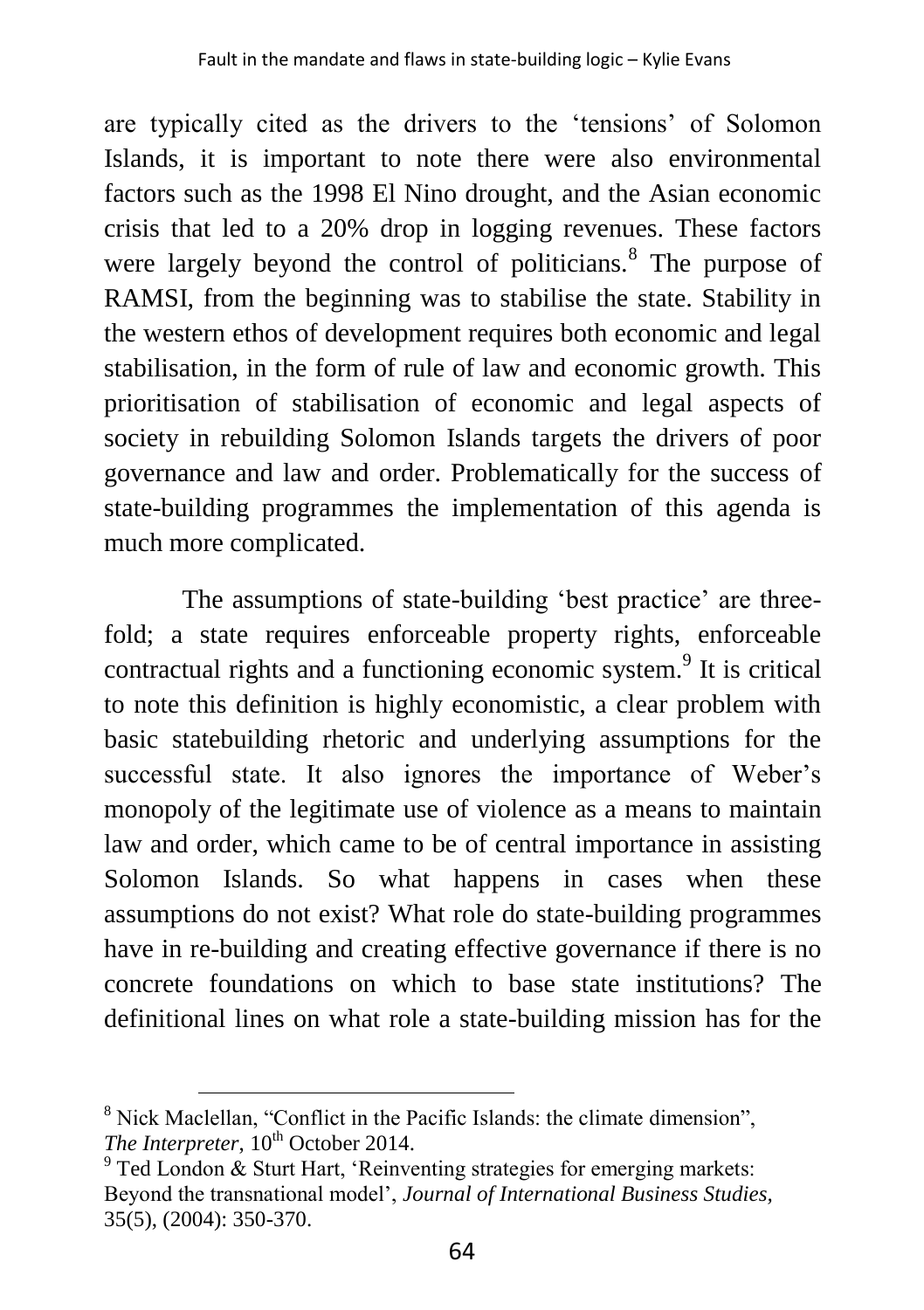are typically cited as the drivers to the 'tensions' of Solomon Islands, it is important to note there were also environmental factors such as the 1998 El Nino drought, and the Asian economic crisis that led to a 20% drop in logging revenues. These factors were largely beyond the control of politicians.[8] The purpose of RAMSI, from the beginning was to stabilise the state. Stability in the western ethos of development requires both economic and legal stabilisation, in the form of rule of law and economic growth. This prioritisation of stabilisation of economic and legal aspects of society in rebuilding Solomon Islands targets the drivers of poor governance and law and order. Problematically for the success of state-building programmes the implementation of this agenda is much more complicated.

The assumptions of state-building 'best practice' are three-fold; a state requires enforceable property rights, enforceable contractual rights and a functioning economic system.[9] It is critical to note this definition is highly economistic, a clear problem with basic statebuilding rhetoric and underlying assumptions for the successful state. It also ignores the importance of Weber's monopoly of the legitimate use of violence as a means to maintain law and order, which came to be of central importance in assisting Solomon Islands. So what happens in cases when these assumptions do not exist? What role do state-building programmes have in re-building and creating effective governance if there is no concrete foundations on which to base state institutions? The definitional lines on what role a state-building mission has for the

---

[8] Nick Maclellan, "Conflict in the Pacific Islands: the climate dimension", *The Interpreter*, 10th October 2014.

[9] Ted London & Sturt Hart, 'Reinventing strategies for emerging markets: Beyond the transnational model', *Journal of International Business Studies*, 35(5), (2004): 350-370.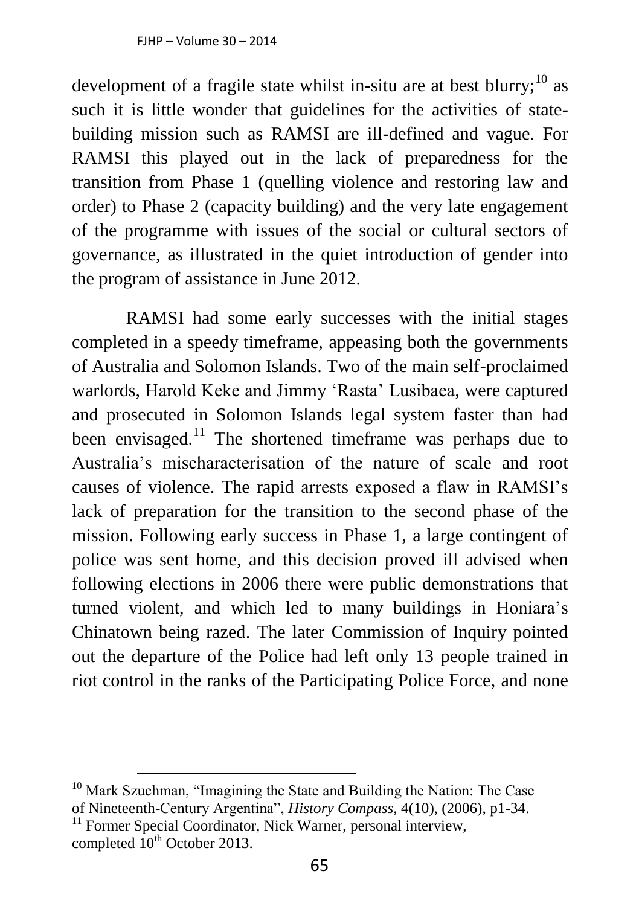development of a fragile state whilst in-situ are at best blurry;[10] as such it is little wonder that guidelines for the activities of state-building mission such as RAMSI are ill-defined and vague. For RAMSI this played out in the lack of preparedness for the transition from Phase 1 (quelling violence and restoring law and order) to Phase 2 (capacity building) and the very late engagement of the programme with issues of the social or cultural sectors of governance, as illustrated in the quiet introduction of gender into the program of assistance in June 2012.

RAMSI had some early successes with the initial stages completed in a speedy timeframe, appeasing both the governments of Australia and Solomon Islands. Two of the main self-proclaimed warlords, Harold Keke and Jimmy 'Rasta' Lusibaea, were captured and prosecuted in Solomon Islands legal system faster than had been envisaged.[11] The shortened timeframe was perhaps due to Australia's mischaracterisation of the nature of scale and root causes of violence. The rapid arrests exposed a flaw in RAMSI's lack of preparation for the transition to the second phase of the mission. Following early success in Phase 1, a large contingent of police was sent home, and this decision proved ill advised when following elections in 2006 there were public demonstrations that turned violent, and which led to many buildings in Honiara's Chinatown being razed. The later Commission of Inquiry pointed out the departure of the Police had left only 13 people trained in riot control in the ranks of the Participating Police Force, and none

---

[10] Mark Szuchman, "Imagining the State and Building the Nation: The Case of Nineteenth-Century Argentina", *History Compass*, 4(10), (2006), p1-34.

[11] Former Special Coordinator, Nick Warner, personal interview, completed 10th October 2013.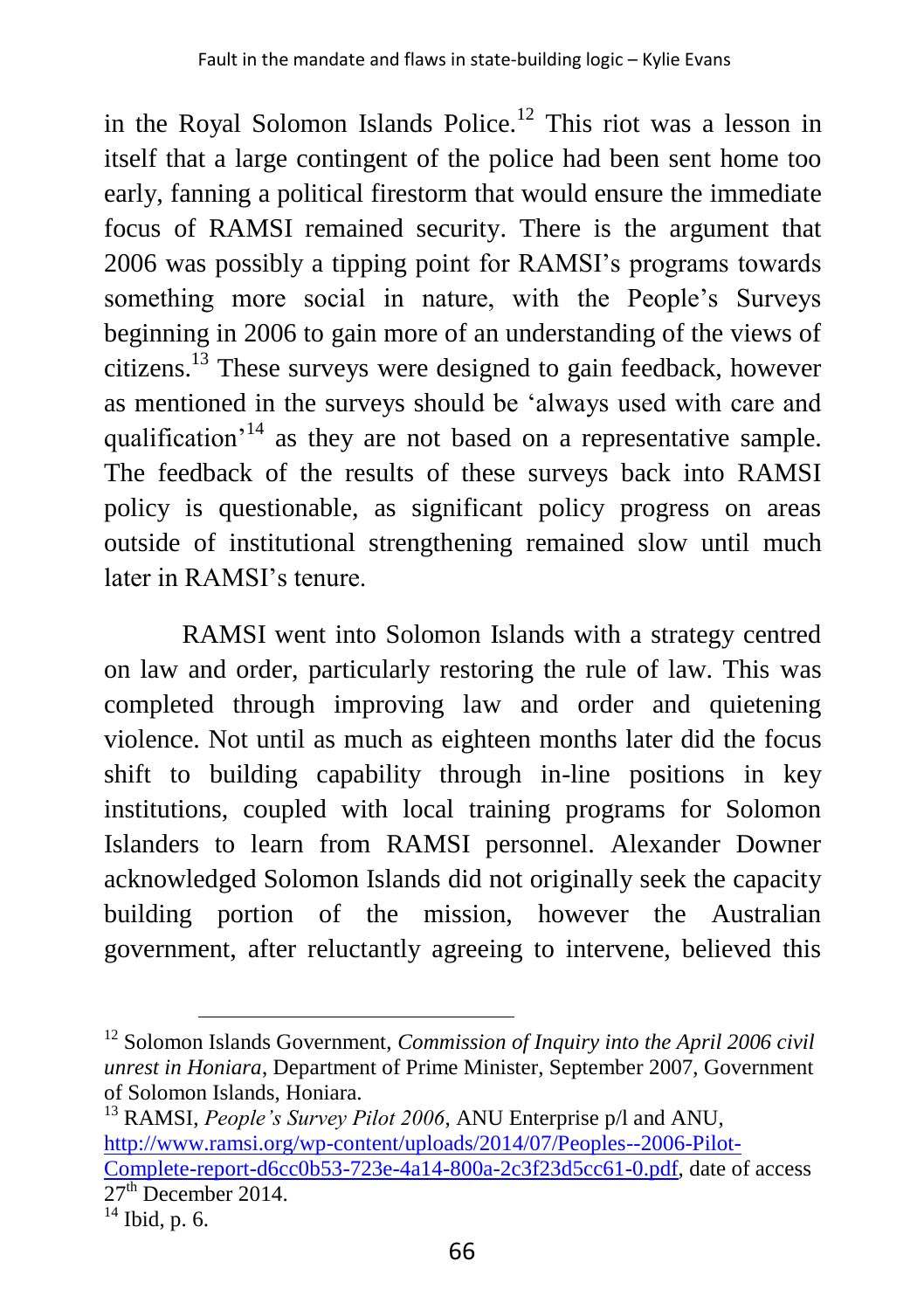in the Royal Solomon Islands Police.[12] This riot was a lesson in itself that a large contingent of the police had been sent home too early, fanning a political firestorm that would ensure the immediate focus of RAMSI remained security. There is the argument that 2006 was possibly a tipping point for RAMSI's programs towards something more social in nature, with the People's Surveys beginning in 2006 to gain more of an understanding of the views of citizens.[13] These surveys were designed to gain feedback, however as mentioned in the surveys should be 'always used with care and qualification'[14] as they are not based on a representative sample. The feedback of the results of these surveys back into RAMSI policy is questionable, as significant policy progress on areas outside of institutional strengthening remained slow until much later in RAMSI's tenure.

RAMSI went into Solomon Islands with a strategy centred on law and order, particularly restoring the rule of law. This was completed through improving law and order and quietening violence. Not until as much as eighteen months later did the focus shift to building capability through in-line positions in key institutions, coupled with local training programs for Solomon Islanders to learn from RAMSI personnel. Alexander Downer acknowledged Solomon Islands did not originally seek the capacity building portion of the mission, however the Australian government, after reluctantly agreeing to intervene, believed this

---

[12] Solomon Islands Government, *Commission of Inquiry into the April 2006 civil unrest in Honiara*, Department of Prime Minister, September 2007, Government of Solomon Islands, Honiara.

[13] RAMSI, *People's Survey Pilot 2006*, ANU Enterprise p/l and ANU, http://www.ramsi.org/wp-content/uploads/2014/07/Peoples--2006-Pilot-Complete-report-d6cc0b53-723e-4a14-800a-2c3f23d5cc61-0.pdf, date of access 27th December 2014.

[14] Ibid, p. 6.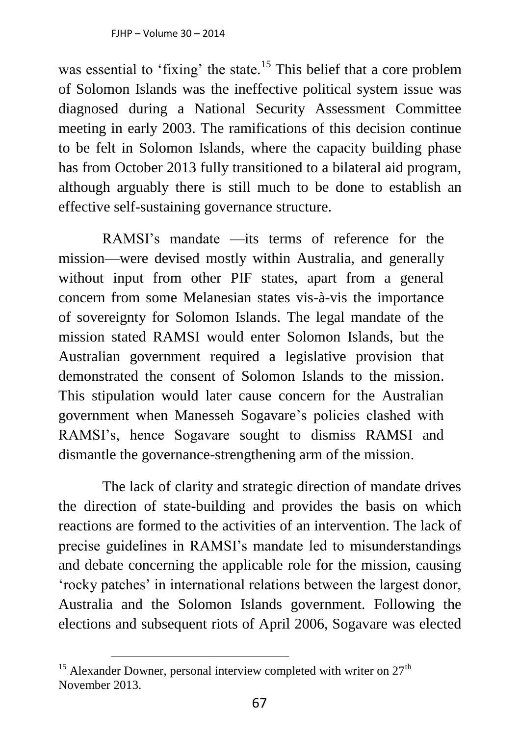was essential to 'fixing' the state.[15] This belief that a core problem of Solomon Islands was the ineffective political system issue was diagnosed during a National Security Assessment Committee meeting in early 2003. The ramifications of this decision continue to be felt in Solomon Islands, where the capacity building phase has from October 2013 fully transitioned to a bilateral aid program, although arguably there is still much to be done to establish an effective self-sustaining governance structure.

RAMSI's mandate —its terms of reference for the mission—were devised mostly within Australia, and generally without input from other PIF states, apart from a general concern from some Melanesian states vis-à-vis the importance of sovereignty for Solomon Islands. The legal mandate of the mission stated RAMSI would enter Solomon Islands, but the Australian government required a legislative provision that demonstrated the consent of Solomon Islands to the mission. This stipulation would later cause concern for the Australian government when Manesseh Sogavare's policies clashed with RAMSI's, hence Sogavare sought to dismiss RAMSI and dismantle the governance-strengthening arm of the mission.

The lack of clarity and strategic direction of mandate drives the direction of state-building and provides the basis on which reactions are formed to the activities of an intervention. The lack of precise guidelines in RAMSI's mandate led to misunderstandings and debate concerning the applicable role for the mission, causing 'rocky patches' in international relations between the largest donor, Australia and the Solomon Islands government. Following the elections and subsequent riots of April 2006, Sogavare was elected

[15] Alexander Downer, personal interview completed with writer on 27th November 2013.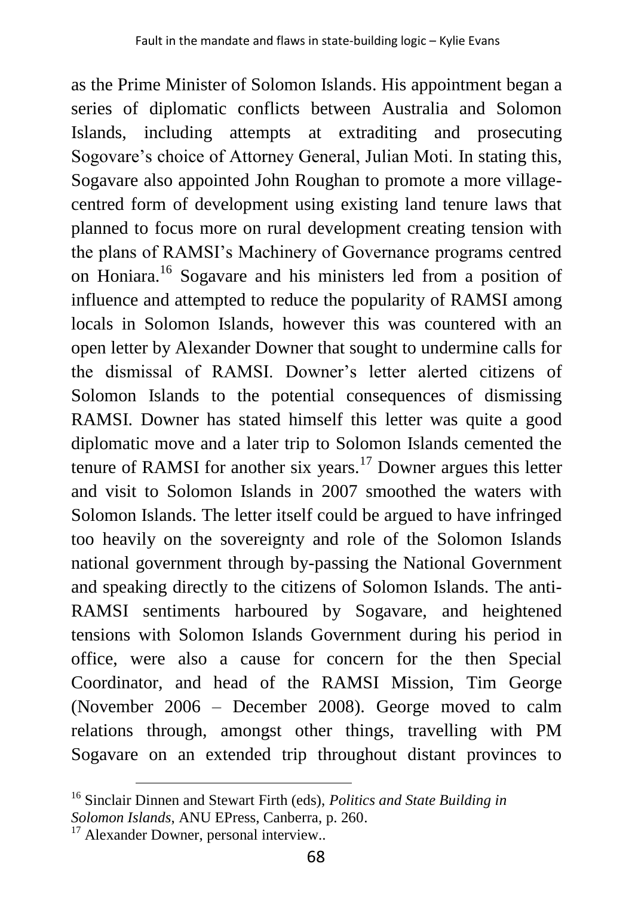as the Prime Minister of Solomon Islands. His appointment began a series of diplomatic conflicts between Australia and Solomon Islands, including attempts at extraditing and prosecuting Sogovare's choice of Attorney General, Julian Moti. In stating this, Sogavare also appointed John Roughan to promote a more village-centred form of development using existing land tenure laws that planned to focus more on rural development creating tension with the plans of RAMSI's Machinery of Governance programs centred on Honiara.[16] Sogavare and his ministers led from a position of influence and attempted to reduce the popularity of RAMSI among locals in Solomon Islands, however this was countered with an open letter by Alexander Downer that sought to undermine calls for the dismissal of RAMSI. Downer's letter alerted citizens of Solomon Islands to the potential consequences of dismissing RAMSI. Downer has stated himself this letter was quite a good diplomatic move and a later trip to Solomon Islands cemented the tenure of RAMSI for another six years.[17] Downer argues this letter and visit to Solomon Islands in 2007 smoothed the waters with Solomon Islands. The letter itself could be argued to have infringed too heavily on the sovereignty and role of the Solomon Islands national government through by-passing the National Government and speaking directly to the citizens of Solomon Islands. The anti-RAMSI sentiments harboured by Sogavare, and heightened tensions with Solomon Islands Government during his period in office, were also a cause for concern for the then Special Coordinator, and head of the RAMSI Mission, Tim George (November 2006 – December 2008). George moved to calm relations through, amongst other things, travelling with PM Sogavare on an extended trip throughout distant provinces to

---

[16] Sinclair Dinnen and Stewart Firth (eds), *Politics and State Building in Solomon Islands*, ANU EPress, Canberra, p. 260.

[17] Alexander Downer, personal interview..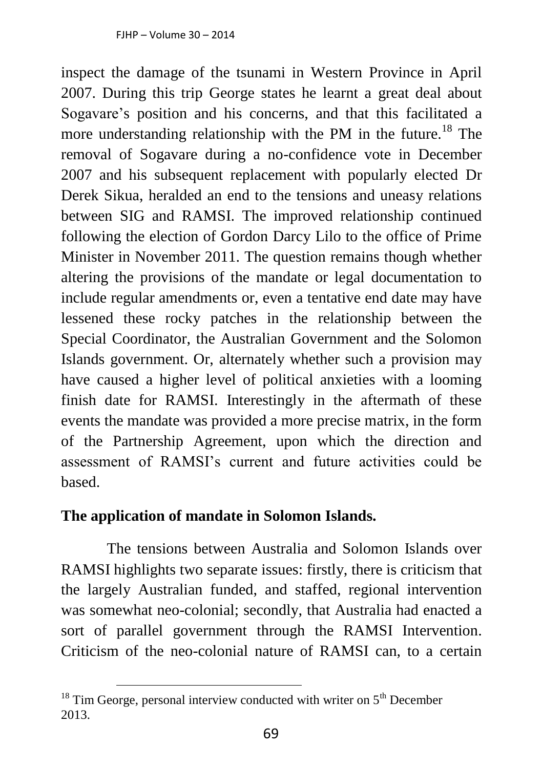inspect the damage of the tsunami in Western Province in April 2007. During this trip George states he learnt a great deal about Sogavare's position and his concerns, and that this facilitated a more understanding relationship with the PM in the future.[18] The removal of Sogavare during a no-confidence vote in December 2007 and his subsequent replacement with popularly elected Dr Derek Sikua, heralded an end to the tensions and uneasy relations between SIG and RAMSI. The improved relationship continued following the election of Gordon Darcy Lilo to the office of Prime Minister in November 2011. The question remains though whether altering the provisions of the mandate or legal documentation to include regular amendments or, even a tentative end date may have lessened these rocky patches in the relationship between the Special Coordinator, the Australian Government and the Solomon Islands government. Or, alternately whether such a provision may have caused a higher level of political anxieties with a looming finish date for RAMSI. Interestingly in the aftermath of these events the mandate was provided a more precise matrix, in the form of the Partnership Agreement, upon which the direction and assessment of RAMSI's current and future activities could be based.

## The application of mandate in Solomon Islands.

The tensions between Australia and Solomon Islands over RAMSI highlights two separate issues: firstly, there is criticism that the largely Australian funded, and staffed, regional intervention was somewhat neo-colonial; secondly, that Australia had enacted a sort of parallel government through the RAMSI Intervention. Criticism of the neo-colonial nature of RAMSI can, to a certain

---

[18] Tim George, personal interview conducted with writer on 5th December 2013.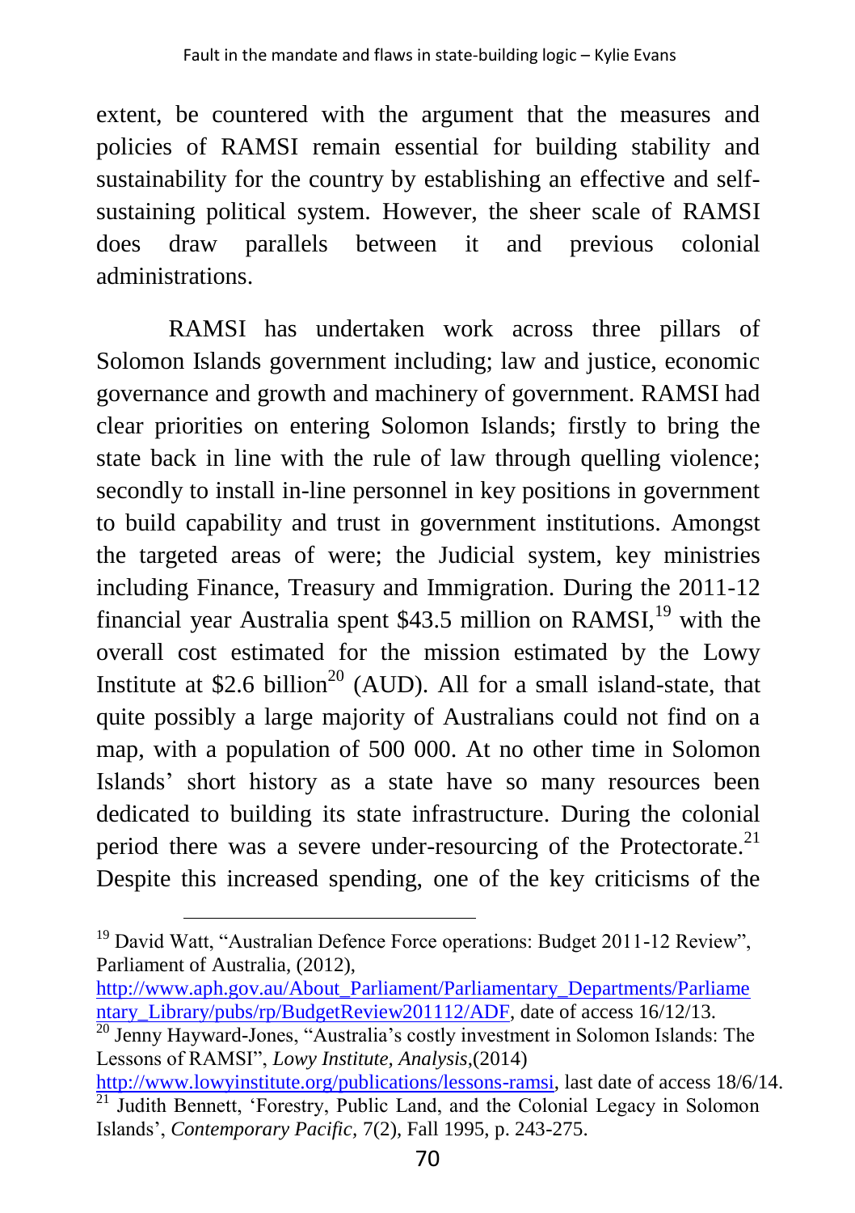extent, be countered with the argument that the measures and policies of RAMSI remain essential for building stability and sustainability for the country by establishing an effective and self-sustaining political system. However, the sheer scale of RAMSI does draw parallels between it and previous colonial administrations.

RAMSI has undertaken work across three pillars of Solomon Islands government including; law and justice, economic governance and growth and machinery of government. RAMSI had clear priorities on entering Solomon Islands; firstly to bring the state back in line with the rule of law through quelling violence; secondly to install in-line personnel in key positions in government to build capability and trust in government institutions. Amongst the targeted areas of were; the Judicial system, key ministries including Finance, Treasury and Immigration. During the 2011-12 financial year Australia spent $43.5 million on RAMSI,[19] with the overall cost estimated for the mission estimated by the Lowy Institute at $2.6 billion[20] (AUD). All for a small island-state, that quite possibly a large majority of Australians could not find on a map, with a population of 500 000. At no other time in Solomon Islands' short history as a state have so many resources been dedicated to building its state infrastructure. During the colonial period there was a severe under-resourcing of the Protectorate.[21] Despite this increased spending, one of the key criticisms of the

---

[19] David Watt, "Australian Defence Force operations: Budget 2011-12 Review", Parliament of Australia, (2012), http://www.aph.gov.au/About_Parliament/Parliamentary_Departments/Parliamentary_Library/pubs/rp/BudgetReview201112/ADF, date of access 16/12/13.

[20] Jenny Hayward-Jones, "Australia's costly investment in Solomon Islands: The Lessons of RAMSI", *Lowy Institute, Analysis*,(2014) http://www.lowyinstitute.org/publications/lessons-ramsi, last date of access 18/6/14.

[21] Judith Bennett, 'Forestry, Public Land, and the Colonial Legacy in Solomon Islands', *Contemporary Pacific,* 7(2), Fall 1995, p. 243-275.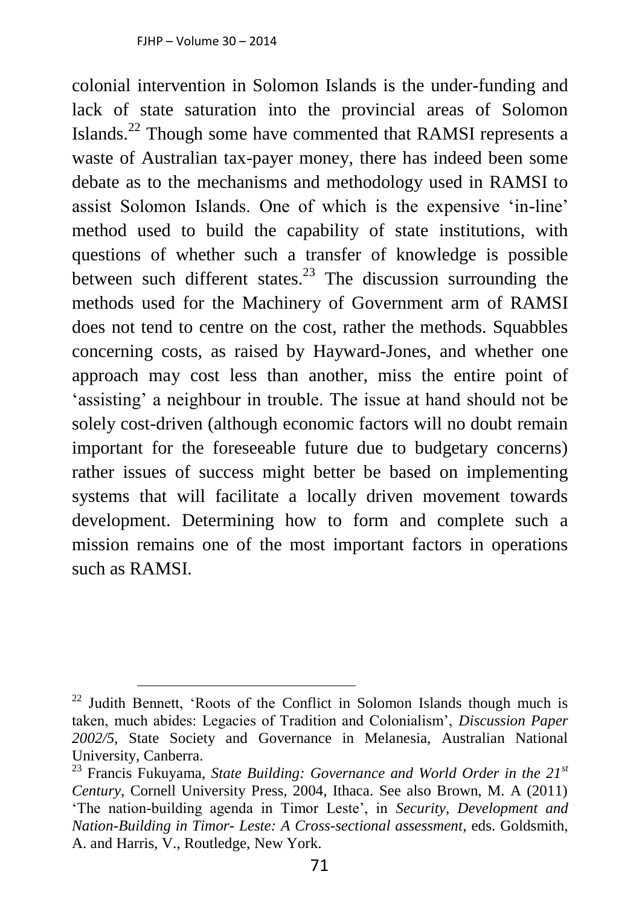colonial intervention in Solomon Islands is the under-funding and lack of state saturation into the provincial areas of Solomon Islands.[22] Though some have commented that RAMSI represents a waste of Australian tax-payer money, there has indeed been some debate as to the mechanisms and methodology used in RAMSI to assist Solomon Islands. One of which is the expensive 'in-line' method used to build the capability of state institutions, with questions of whether such a transfer of knowledge is possible between such different states.[23] The discussion surrounding the methods used for the Machinery of Government arm of RAMSI does not tend to centre on the cost, rather the methods. Squabbles concerning costs, as raised by Hayward-Jones, and whether one approach may cost less than another, miss the entire point of 'assisting' a neighbour in trouble. The issue at hand should not be solely cost-driven (although economic factors will no doubt remain important for the foreseeable future due to budgetary concerns) rather issues of success might better be based on implementing systems that will facilitate a locally driven movement towards development. Determining how to form and complete such a mission remains one of the most important factors in operations such as RAMSI.

---

[22] Judith Bennett, 'Roots of the Conflict in Solomon Islands though much is taken, much abides: Legacies of Tradition and Colonialism', *Discussion Paper 2002/5*, State Society and Governance in Melanesia, Australian National University, Canberra.

[23] Francis Fukuyama, *State Building: Governance and World Order in the 21st Century*, Cornell University Press, 2004, Ithaca. See also Brown, M. A (2011) 'The nation-building agenda in Timor Leste', in *Security, Development and Nation-Building in Timor- Leste: A Cross-sectional assessment*, eds. Goldsmith, A. and Harris, V., Routledge, New York.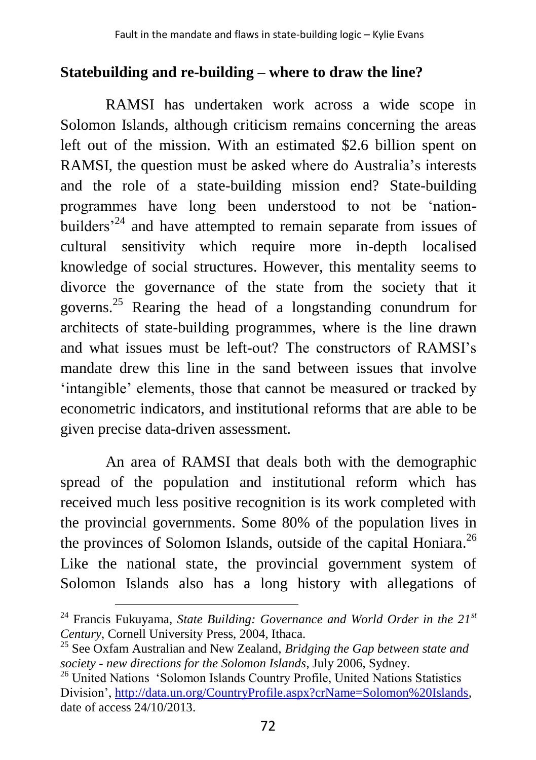## Statebuilding and re-building – where to draw the line?

RAMSI has undertaken work across a wide scope in Solomon Islands, although criticism remains concerning the areas left out of the mission. With an estimated $2.6 billion spent on RAMSI, the question must be asked where do Australia's interests and the role of a state-building mission end? State-building programmes have long been understood to not be 'nation-builders'[24] and have attempted to remain separate from issues of cultural sensitivity which require more in-depth localised knowledge of social structures. However, this mentality seems to divorce the governance of the state from the society that it governs.[25] Rearing the head of a longstanding conundrum for architects of state-building programmes, where is the line drawn and what issues must be left-out? The constructors of RAMSI's mandate drew this line in the sand between issues that involve 'intangible' elements, those that cannot be measured or tracked by econometric indicators, and institutional reforms that are able to be given precise data-driven assessment.

An area of RAMSI that deals both with the demographic spread of the population and institutional reform which has received much less positive recognition is its work completed with the provincial governments. Some 80% of the population lives in the provinces of Solomon Islands, outside of the capital Honiara.[26] Like the national state, the provincial government system of Solomon Islands also has a long history with allegations of

---

[24] Francis Fukuyama, *State Building: Governance and World Order in the 21st Century*, Cornell University Press, 2004, Ithaca.

[25] See Oxfam Australian and New Zealand, *Bridging the Gap between state and society - new directions for the Solomon Islands*, July 2006, Sydney.

[26] United Nations 'Solomon Islands Country Profile, United Nations Statistics Division', http://data.un.org/CountryProfile.aspx?crName=Solomon%20Islands, date of access 24/10/2013.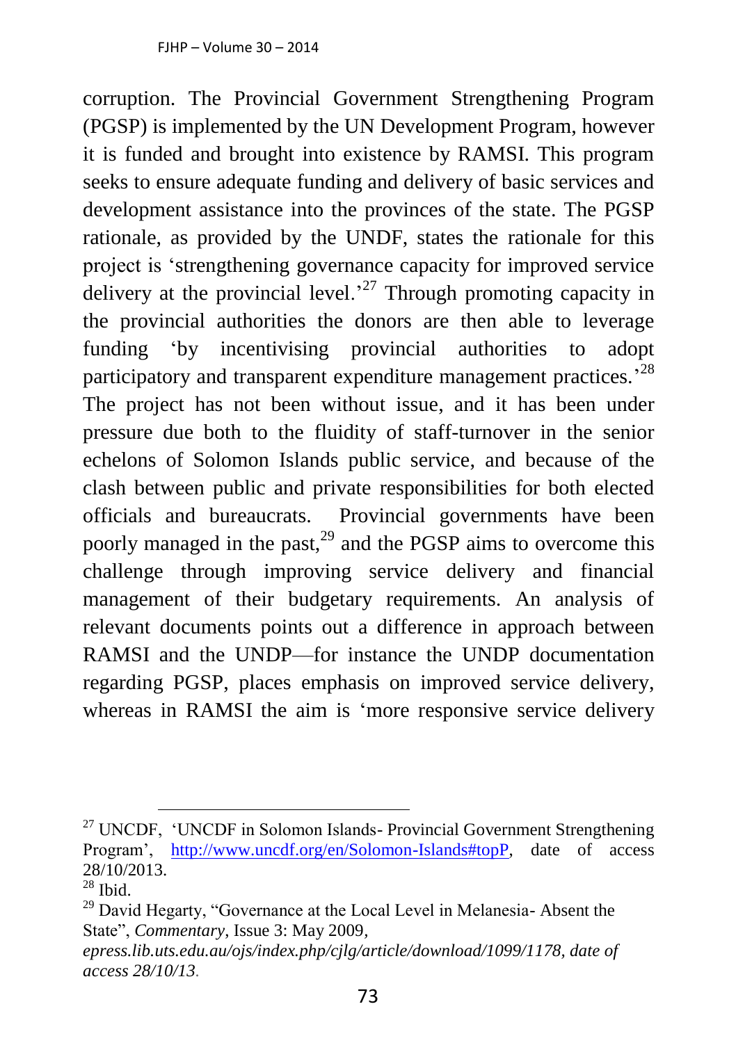corruption. The Provincial Government Strengthening Program (PGSP) is implemented by the UN Development Program, however it is funded and brought into existence by RAMSI. This program seeks to ensure adequate funding and delivery of basic services and development assistance into the provinces of the state. The PGSP rationale, as provided by the UNDF, states the rationale for this project is 'strengthening governance capacity for improved service delivery at the provincial level.'[27] Through promoting capacity in the provincial authorities the donors are then able to leverage funding 'by incentivising provincial authorities to adopt participatory and transparent expenditure management practices.'[28] The project has not been without issue, and it has been under pressure due both to the fluidity of staff-turnover in the senior echelons of Solomon Islands public service, and because of the clash between public and private responsibilities for both elected officials and bureaucrats. Provincial governments have been poorly managed in the past,[29] and the PGSP aims to overcome this challenge through improving service delivery and financial management of their budgetary requirements. An analysis of relevant documents points out a difference in approach between RAMSI and the UNDP—for instance the UNDP documentation regarding PGSP, places emphasis on improved service delivery, whereas in RAMSI the aim is 'more responsive service delivery

---

[27] UNCDF, 'UNCDF in Solomon Islands- Provincial Government Strengthening Program', http://www.uncdf.org/en/Solomon-Islands#topP, date of access 28/10/2013.

[28] Ibid.

[29] David Hegarty, "Governance at the Local Level in Melanesia- Absent the State", *Commentary*, Issue 3: May 2009, *epress.lib.uts.edu.au/ojs/index.php/cjlg/article/download/1099/1178, date of access 28/10/13.*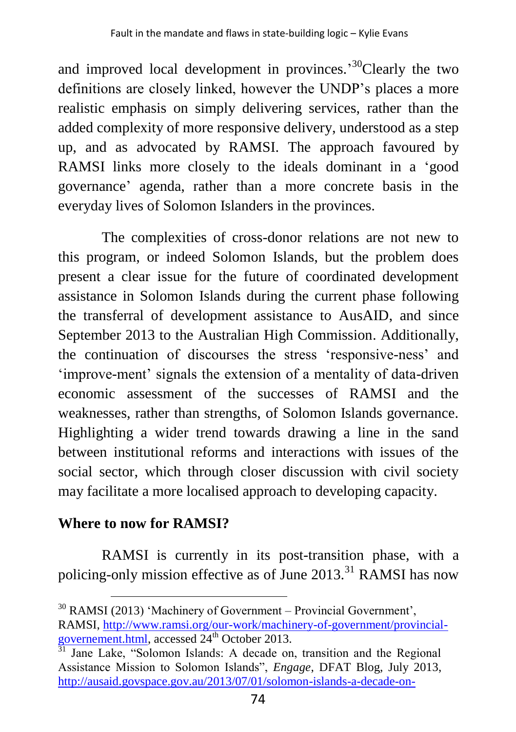and improved local development in provinces.'[30]Clearly the two definitions are closely linked, however the UNDP's places a more realistic emphasis on simply delivering services, rather than the added complexity of more responsive delivery, understood as a step up, and as advocated by RAMSI. The approach favoured by RAMSI links more closely to the ideals dominant in a 'good governance' agenda, rather than a more concrete basis in the everyday lives of Solomon Islanders in the provinces.

The complexities of cross-donor relations are not new to this program, or indeed Solomon Islands, but the problem does present a clear issue for the future of coordinated development assistance in Solomon Islands during the current phase following the transferral of development assistance to AusAID, and since September 2013 to the Australian High Commission. Additionally, the continuation of discourses the stress 'responsive-ness' and 'improve-ment' signals the extension of a mentality of data-driven economic assessment of the successes of RAMSI and the weaknesses, rather than strengths, of Solomon Islands governance. Highlighting a wider trend towards drawing a line in the sand between institutional reforms and interactions with issues of the social sector, which through closer discussion with civil society may facilitate a more localised approach to developing capacity.

## Where to now for RAMSI?

RAMSI is currently in its post-transition phase, with a policing-only mission effective as of June 2013.[31] RAMSI has now

---

[30] RAMSI (2013) 'Machinery of Government – Provincial Government', RAMSI, http://www.ramsi.org/our-work/machinery-of-government/provincial-governement.html, accessed 24th October 2013.

[31] Jane Lake, "Solomon Islands: A decade on, transition and the Regional Assistance Mission to Solomon Islands", *Engage*, DFAT Blog, July 2013, http://ausaid.govspace.gov.au/2013/07/01/solomon-islands-a-decade-on-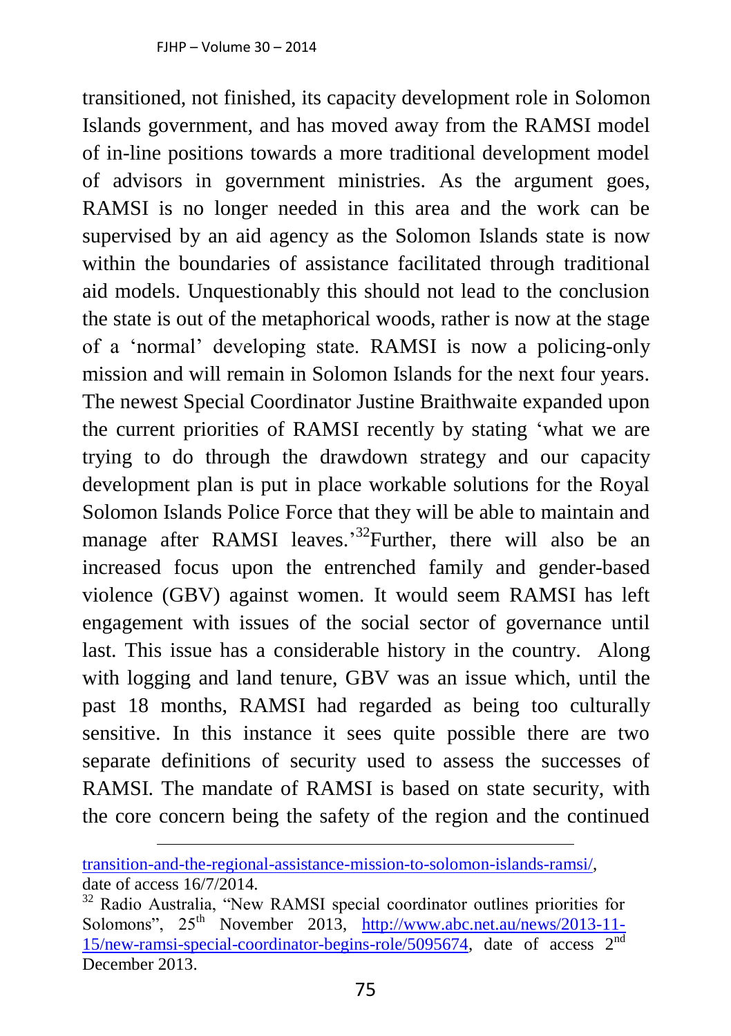transitioned, not finished, its capacity development role in Solomon Islands government, and has moved away from the RAMSI model of in-line positions towards a more traditional development model of advisors in government ministries. As the argument goes, RAMSI is no longer needed in this area and the work can be supervised by an aid agency as the Solomon Islands state is now within the boundaries of assistance facilitated through traditional aid models. Unquestionably this should not lead to the conclusion the state is out of the metaphorical woods, rather is now at the stage of a 'normal' developing state. RAMSI is now a policing-only mission and will remain in Solomon Islands for the next four years. The newest Special Coordinator Justine Braithwaite expanded upon the current priorities of RAMSI recently by stating 'what we are trying to do through the drawdown strategy and our capacity development plan is put in place workable solutions for the Royal Solomon Islands Police Force that they will be able to maintain and manage after RAMSI leaves.'[32]Further, there will also be an increased focus upon the entrenched family and gender-based violence (GBV) against women. It would seem RAMSI has left engagement with issues of the social sector of governance until last. This issue has a considerable history in the country. Along with logging and land tenure, GBV was an issue which, until the past 18 months, RAMSI had regarded as being too culturally sensitive. In this instance it sees quite possible there are two separate definitions of security used to assess the successes of RAMSI. The mandate of RAMSI is based on state security, with the core concern being the safety of the region and the continued

---

transition-and-the-regional-assistance-mission-to-solomon-islands-ramsi/, date of access 16/7/2014.

[32] Radio Australia, "New RAMSI special coordinator outlines priorities for Solomons", 25th November 2013, http://www.abc.net.au/news/2013-11-15/new-ramsi-special-coordinator-begins-role/5095674, date of access 2nd December 2013.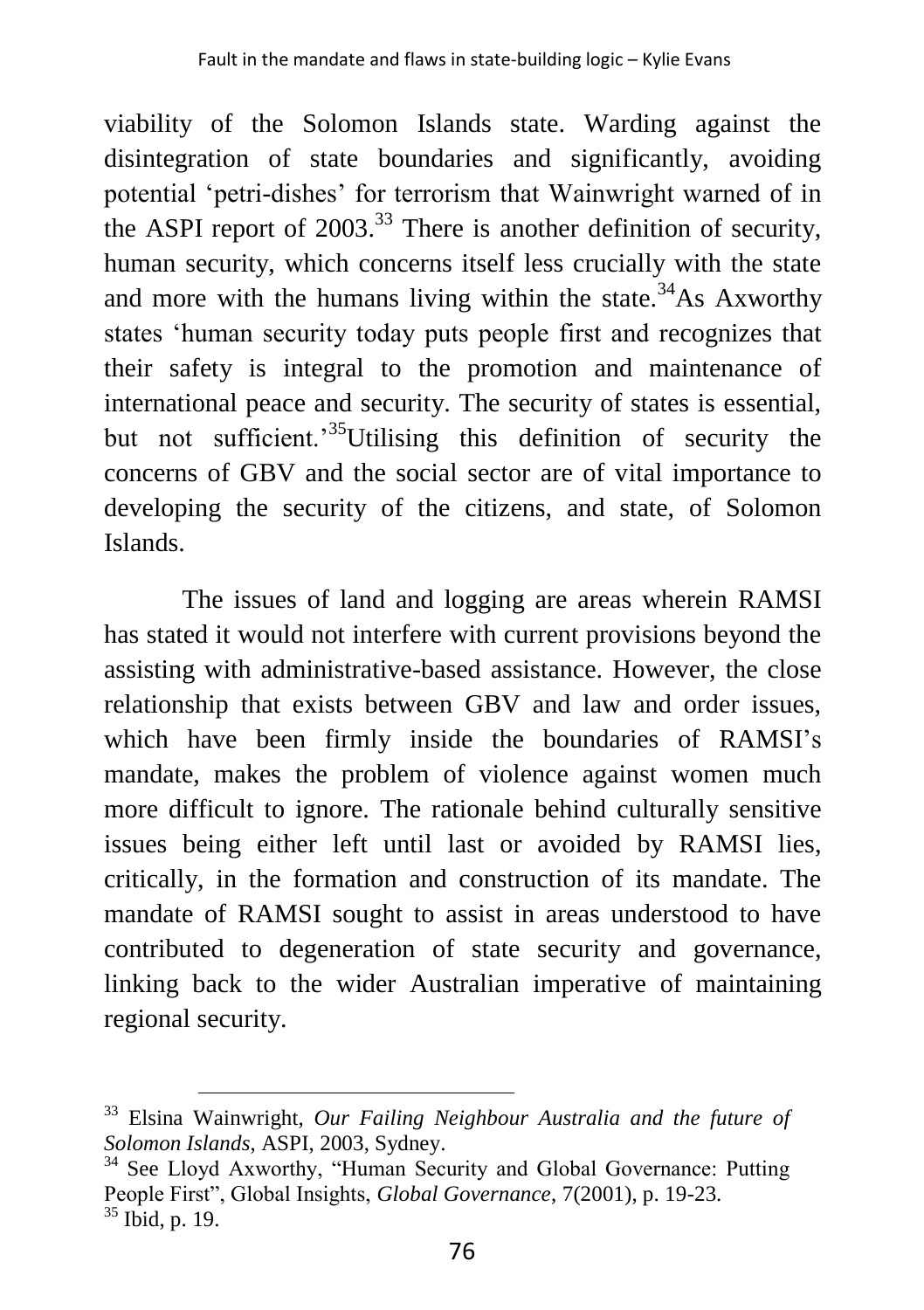viability of the Solomon Islands state. Warding against the disintegration of state boundaries and significantly, avoiding potential 'petri-dishes' for terrorism that Wainwright warned of in the ASPI report of 2003.[33] There is another definition of security, human security, which concerns itself less crucially with the state and more with the humans living within the state.[34]As Axworthy states 'human security today puts people first and recognizes that their safety is integral to the promotion and maintenance of international peace and security. The security of states is essential, but not sufficient.'[35]Utilising this definition of security the concerns of GBV and the social sector are of vital importance to developing the security of the citizens, and state, of Solomon Islands.

The issues of land and logging are areas wherein RAMSI has stated it would not interfere with current provisions beyond the assisting with administrative-based assistance. However, the close relationship that exists between GBV and law and order issues, which have been firmly inside the boundaries of RAMSI's mandate, makes the problem of violence against women much more difficult to ignore. The rationale behind culturally sensitive issues being either left until last or avoided by RAMSI lies, critically, in the formation and construction of its mandate. The mandate of RAMSI sought to assist in areas understood to have contributed to degeneration of state security and governance, linking back to the wider Australian imperative of maintaining regional security.

---

[33] Elsina Wainwright, *Our Failing Neighbour Australia and the future of Solomon Islands*, ASPI, 2003, Sydney.

[34] See Lloyd Axworthy, "Human Security and Global Governance: Putting People First", Global Insights, *Global Governance*, 7(2001), p. 19-23.

[35] Ibid, p. 19.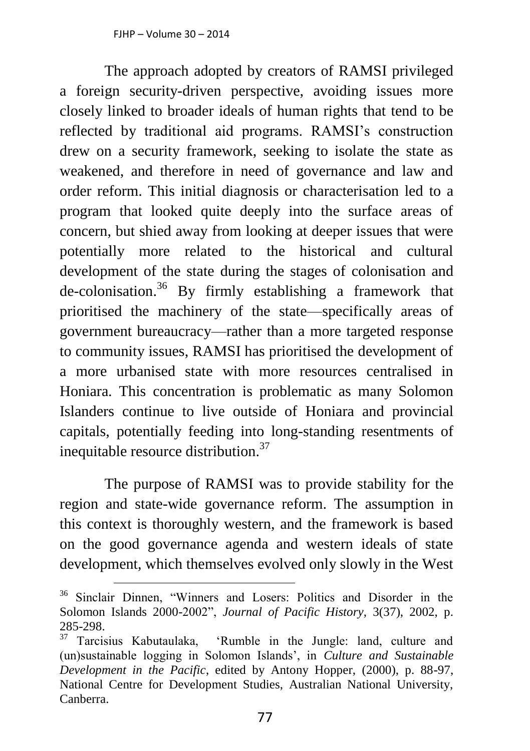The approach adopted by creators of RAMSI privileged a foreign security-driven perspective, avoiding issues more closely linked to broader ideals of human rights that tend to be reflected by traditional aid programs. RAMSI's construction drew on a security framework, seeking to isolate the state as weakened, and therefore in need of governance and law and order reform. This initial diagnosis or characterisation led to a program that looked quite deeply into the surface areas of concern, but shied away from looking at deeper issues that were potentially more related to the historical and cultural development of the state during the stages of colonisation and de-colonisation.[36] By firmly establishing a framework that prioritised the machinery of the state—specifically areas of government bureaucracy—rather than a more targeted response to community issues, RAMSI has prioritised the development of a more urbanised state with more resources centralised in Honiara. This concentration is problematic as many Solomon Islanders continue to live outside of Honiara and provincial capitals, potentially feeding into long-standing resentments of inequitable resource distribution.[37]

The purpose of RAMSI was to provide stability for the region and state-wide governance reform. The assumption in this context is thoroughly western, and the framework is based on the good governance agenda and western ideals of state development, which themselves evolved only slowly in the West

---

[36] Sinclair Dinnen, "Winners and Losers: Politics and Disorder in the Solomon Islands 2000-2002", *Journal of Pacific History*, 3(37), 2002, p. 285-298.

[37] Tarcisius Kabutaulaka, 'Rumble in the Jungle: land, culture and (un)sustainable logging in Solomon Islands', in *Culture and Sustainable Development in the Pacific*, edited by Antony Hopper, (2000), p. 88-97, National Centre for Development Studies, Australian National University, Canberra.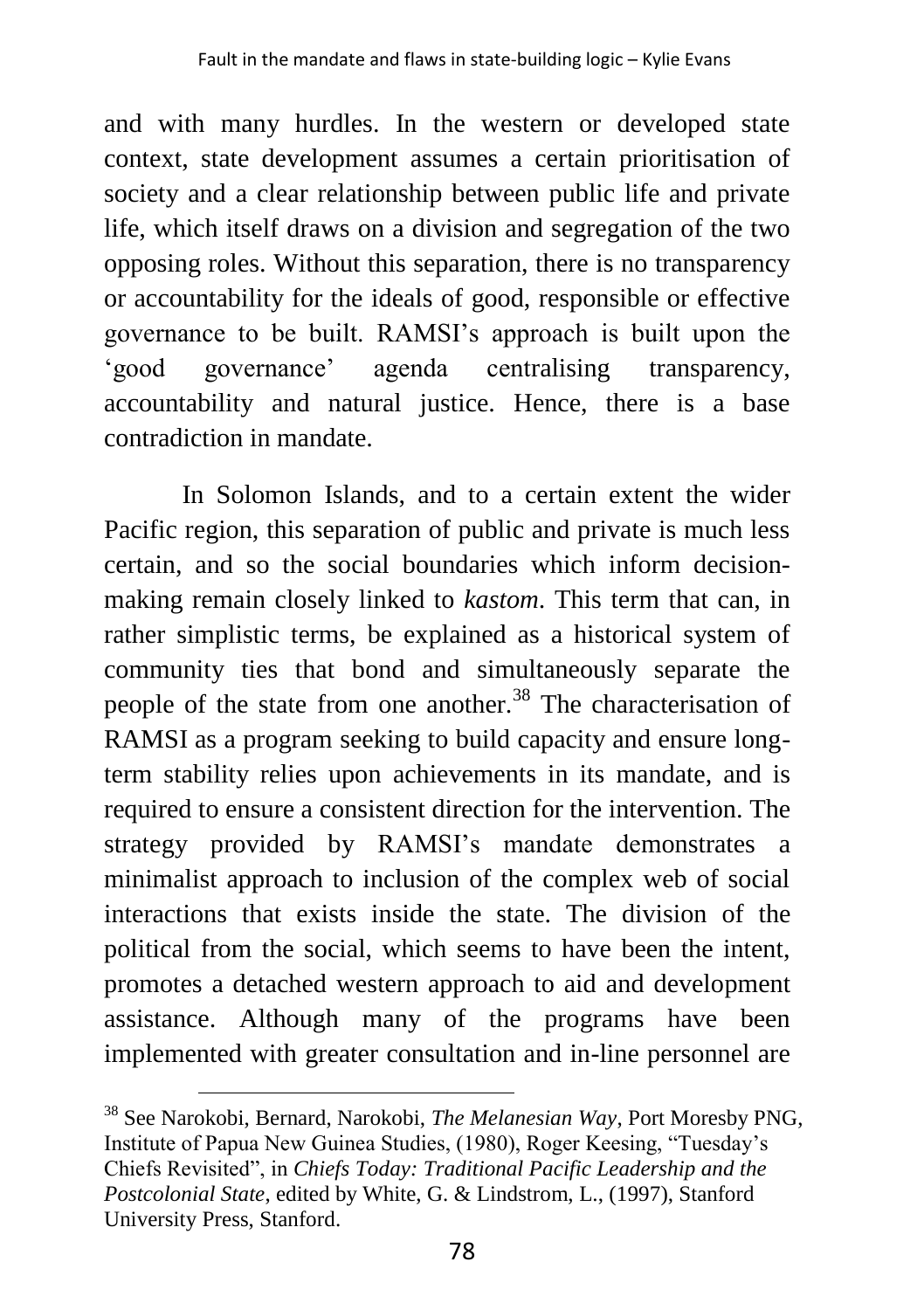and with many hurdles. In the western or developed state context, state development assumes a certain prioritisation of society and a clear relationship between public life and private life, which itself draws on a division and segregation of the two opposing roles. Without this separation, there is no transparency or accountability for the ideals of good, responsible or effective governance to be built. RAMSI's approach is built upon the 'good governance' agenda centralising transparency, accountability and natural justice. Hence, there is a base contradiction in mandate.

In Solomon Islands, and to a certain extent the wider Pacific region, this separation of public and private is much less certain, and so the social boundaries which inform decision-making remain closely linked to *kastom*. This term that can, in rather simplistic terms, be explained as a historical system of community ties that bond and simultaneously separate the people of the state from one another.[38] The characterisation of RAMSI as a program seeking to build capacity and ensure long-term stability relies upon achievements in its mandate, and is required to ensure a consistent direction for the intervention. The strategy provided by RAMSI's mandate demonstrates a minimalist approach to inclusion of the complex web of social interactions that exists inside the state. The division of the political from the social, which seems to have been the intent, promotes a detached western approach to aid and development assistance. Although many of the programs have been implemented with greater consultation and in-line personnel are

[38] See Narokobi, Bernard, Narokobi, *The Melanesian Way*, Port Moresby PNG, Institute of Papua New Guinea Studies, (1980), Roger Keesing, "Tuesday's Chiefs Revisited", in *Chiefs Today: Traditional Pacific Leadership and the Postcolonial State*, edited by White, G. & Lindstrom, L., (1997), Stanford University Press, Stanford.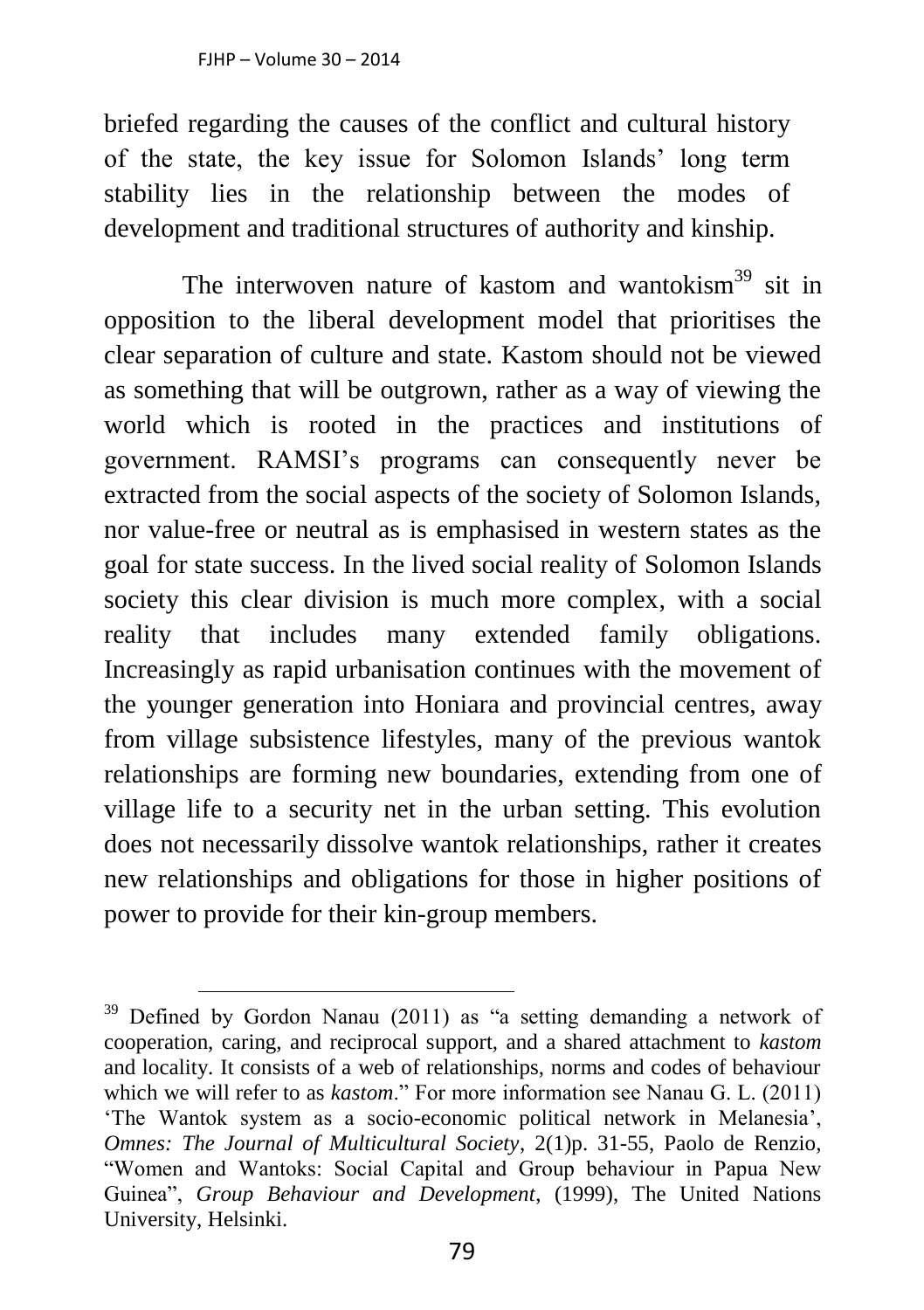briefed regarding the causes of the conflict and cultural history of the state, the key issue for Solomon Islands' long term stability lies in the relationship between the modes of development and traditional structures of authority and kinship.

The interwoven nature of kastom and wantokism[39] sit in opposition to the liberal development model that prioritises the clear separation of culture and state. Kastom should not be viewed as something that will be outgrown, rather as a way of viewing the world which is rooted in the practices and institutions of government. RAMSI's programs can consequently never be extracted from the social aspects of the society of Solomon Islands, nor value-free or neutral as is emphasised in western states as the goal for state success. In the lived social reality of Solomon Islands society this clear division is much more complex, with a social reality that includes many extended family obligations. Increasingly as rapid urbanisation continues with the movement of the younger generation into Honiara and provincial centres, away from village subsistence lifestyles, many of the previous wantok relationships are forming new boundaries, extending from one of village life to a security net in the urban setting. This evolution does not necessarily dissolve wantok relationships, rather it creates new relationships and obligations for those in higher positions of power to provide for their kin-group members.

[39] Defined by Gordon Nanau (2011) as "a setting demanding a network of cooperation, caring, and reciprocal support, and a shared attachment to *kastom* and locality. It consists of a web of relationships, norms and codes of behaviour which we will refer to as *kastom*." For more information see Nanau G. L. (2011) 'The Wantok system as a socio-economic political network in Melanesia', *Omnes: The Journal of Multicultural Society*, 2(1)p. 31-55, Paolo de Renzio, "Women and Wantoks: Social Capital and Group behaviour in Papua New Guinea", *Group Behaviour and Development*, (1999), The United Nations University, Helsinki.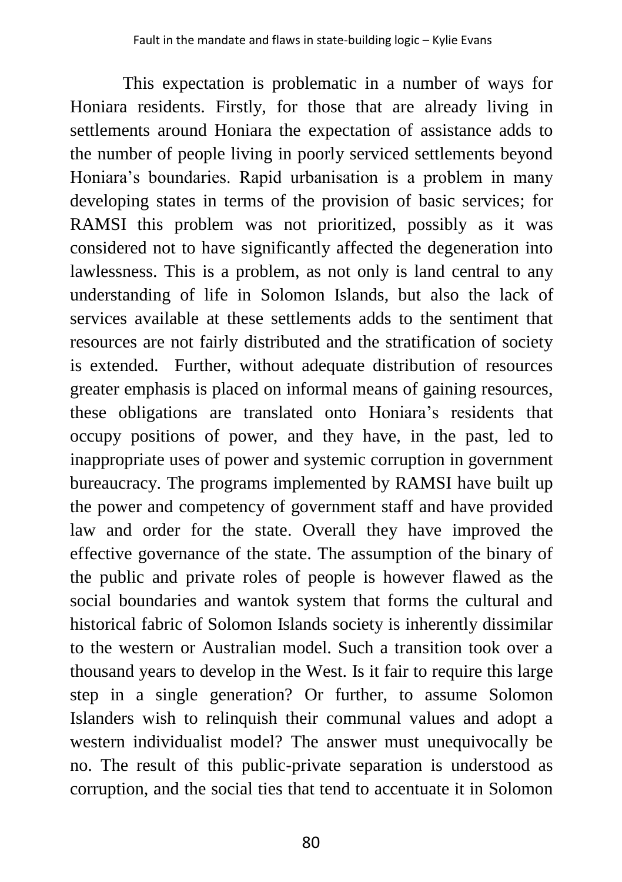This expectation is problematic in a number of ways for Honiara residents. Firstly, for those that are already living in settlements around Honiara the expectation of assistance adds to the number of people living in poorly serviced settlements beyond Honiara's boundaries. Rapid urbanisation is a problem in many developing states in terms of the provision of basic services; for RAMSI this problem was not prioritized, possibly as it was considered not to have significantly affected the degeneration into lawlessness. This is a problem, as not only is land central to any understanding of life in Solomon Islands, but also the lack of services available at these settlements adds to the sentiment that resources are not fairly distributed and the stratification of society is extended. Further, without adequate distribution of resources greater emphasis is placed on informal means of gaining resources, these obligations are translated onto Honiara's residents that occupy positions of power, and they have, in the past, led to inappropriate uses of power and systemic corruption in government bureaucracy. The programs implemented by RAMSI have built up the power and competency of government staff and have provided law and order for the state. Overall they have improved the effective governance of the state. The assumption of the binary of the public and private roles of people is however flawed as the social boundaries and wantok system that forms the cultural and historical fabric of Solomon Islands society is inherently dissimilar to the western or Australian model. Such a transition took over a thousand years to develop in the West. Is it fair to require this large step in a single generation? Or further, to assume Solomon Islanders wish to relinquish their communal values and adopt a western individualist model? The answer must unequivocally be no. The result of this public-private separation is understood as corruption, and the social ties that tend to accentuate it in Solomon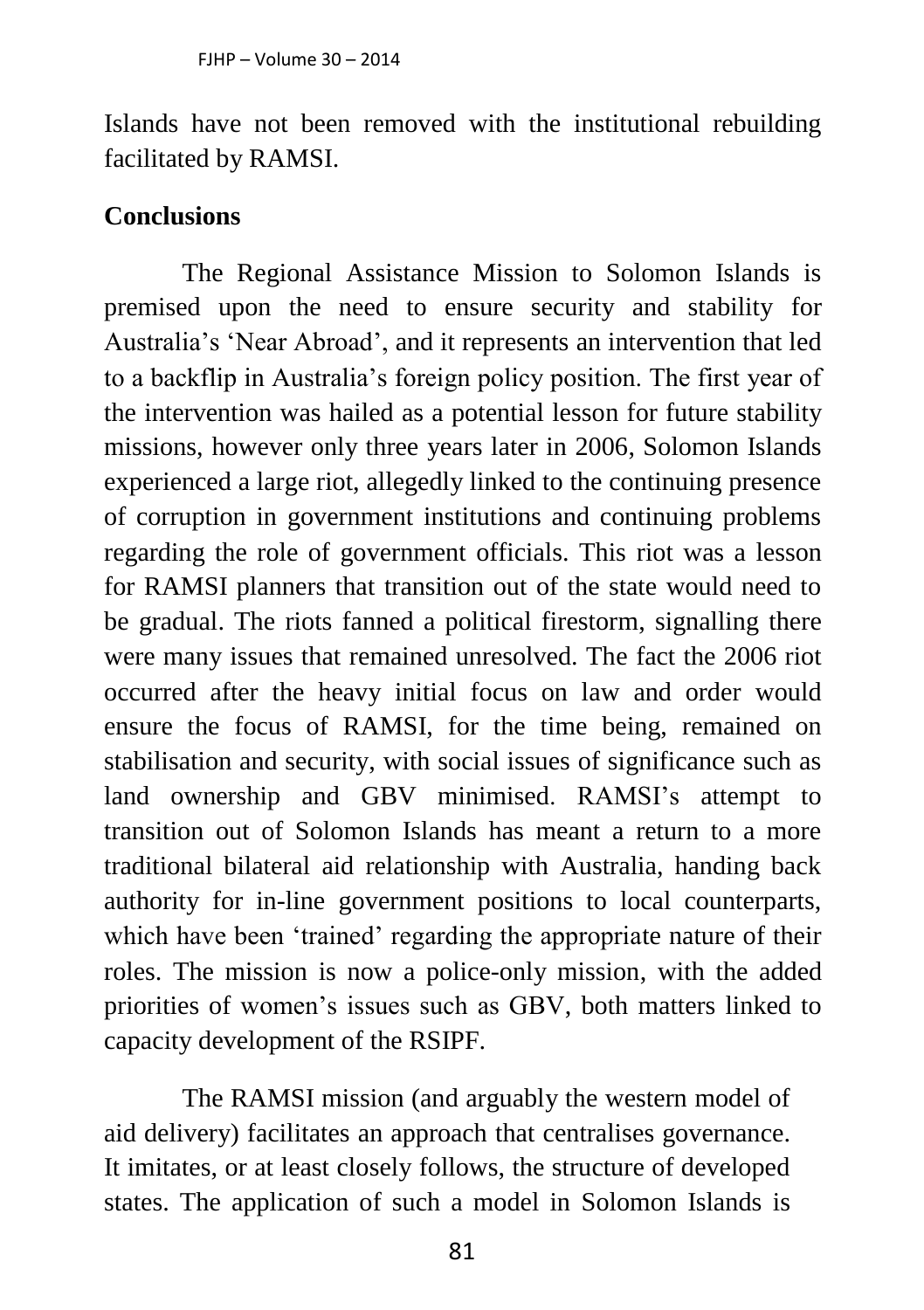Islands have not been removed with the institutional rebuilding facilitated by RAMSI.

## Conclusions

The Regional Assistance Mission to Solomon Islands is premised upon the need to ensure security and stability for Australia's 'Near Abroad', and it represents an intervention that led to a backflip in Australia's foreign policy position. The first year of the intervention was hailed as a potential lesson for future stability missions, however only three years later in 2006, Solomon Islands experienced a large riot, allegedly linked to the continuing presence of corruption in government institutions and continuing problems regarding the role of government officials. This riot was a lesson for RAMSI planners that transition out of the state would need to be gradual. The riots fanned a political firestorm, signalling there were many issues that remained unresolved. The fact the 2006 riot occurred after the heavy initial focus on law and order would ensure the focus of RAMSI, for the time being, remained on stabilisation and security, with social issues of significance such as land ownership and GBV minimised. RAMSI's attempt to transition out of Solomon Islands has meant a return to a more traditional bilateral aid relationship with Australia, handing back authority for in-line government positions to local counterparts, which have been 'trained' regarding the appropriate nature of their roles. The mission is now a police-only mission, with the added priorities of women's issues such as GBV, both matters linked to capacity development of the RSIPF.

The RAMSI mission (and arguably the western model of aid delivery) facilitates an approach that centralises governance. It imitates, or at least closely follows, the structure of developed states. The application of such a model in Solomon Islands is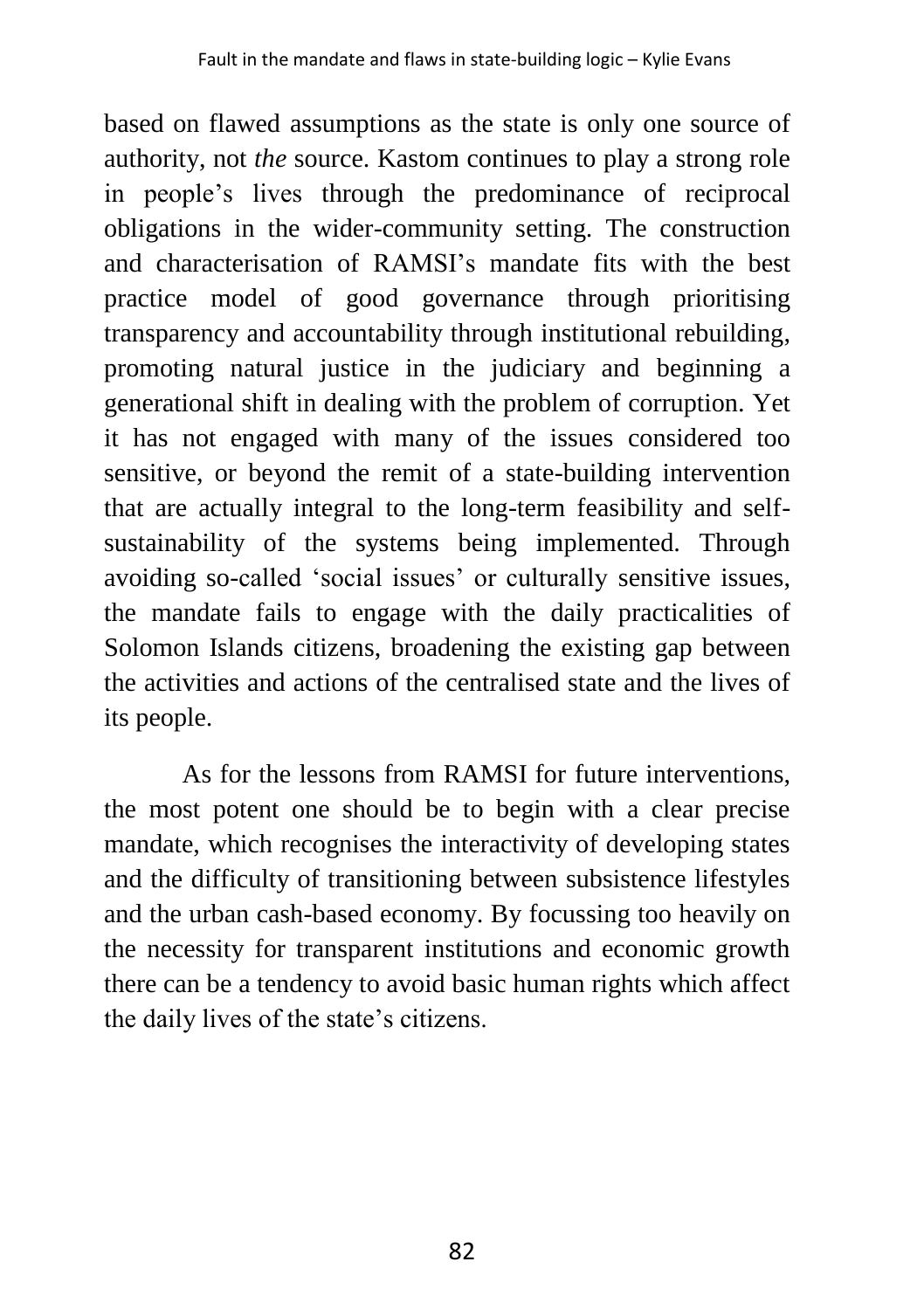based on flawed assumptions as the state is only one source of authority, not *the* source. Kastom continues to play a strong role in people's lives through the predominance of reciprocal obligations in the wider-community setting. The construction and characterisation of RAMSI's mandate fits with the best practice model of good governance through prioritising transparency and accountability through institutional rebuilding, promoting natural justice in the judiciary and beginning a generational shift in dealing with the problem of corruption. Yet it has not engaged with many of the issues considered too sensitive, or beyond the remit of a state-building intervention that are actually integral to the long-term feasibility and self-sustainability of the systems being implemented. Through avoiding so-called 'social issues' or culturally sensitive issues, the mandate fails to engage with the daily practicalities of Solomon Islands citizens, broadening the existing gap between the activities and actions of the centralised state and the lives of its people.

As for the lessons from RAMSI for future interventions, the most potent one should be to begin with a clear precise mandate, which recognises the interactivity of developing states and the difficulty of transitioning between subsistence lifestyles and the urban cash-based economy. By focussing too heavily on the necessity for transparent institutions and economic growth there can be a tendency to avoid basic human rights which affect the daily lives of the state's citizens.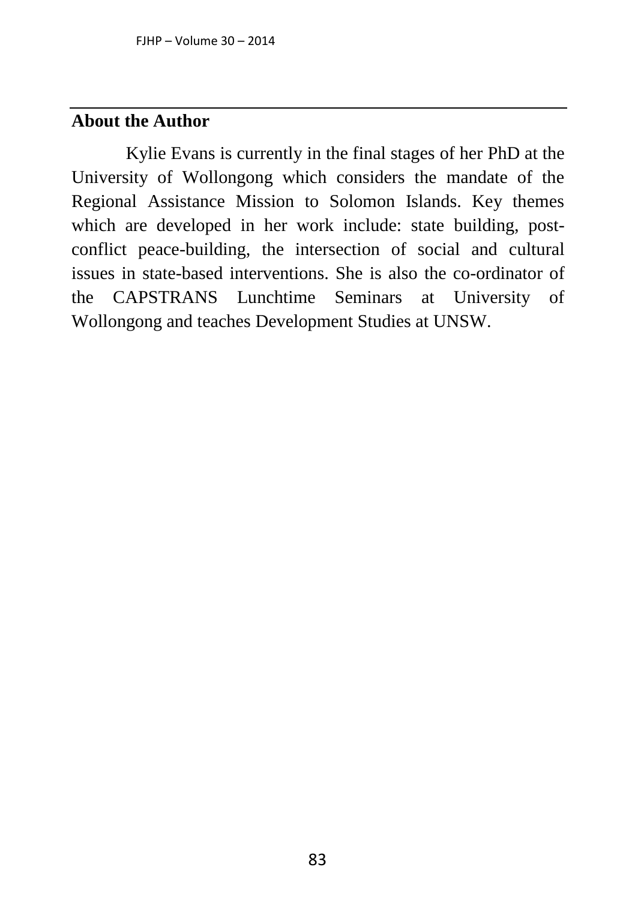## About the Author

Kylie Evans is currently in the final stages of her PhD at the University of Wollongong which considers the mandate of the Regional Assistance Mission to Solomon Islands. Key themes which are developed in her work include: state building, post-conflict peace-building, the intersection of social and cultural issues in state-based interventions. She is also the co-ordinator of the CAPSTRANS Lunchtime Seminars at University of Wollongong and teaches Development Studies at UNSW.